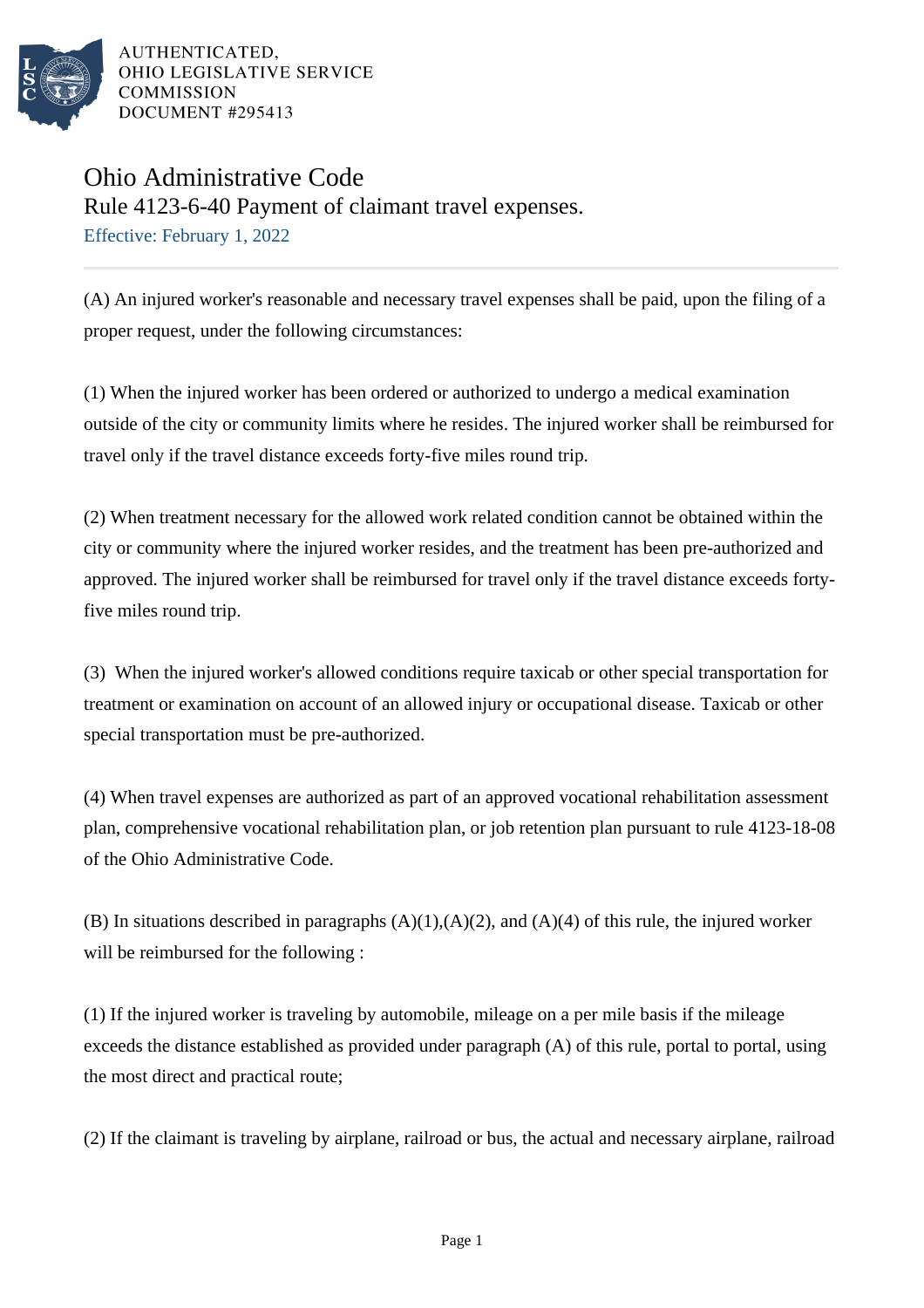AUTHENTICATED,
OHIO LEGISLATIVE SERVICE
COMMISSION
DOCUMENT #295413

# Ohio Administrative Code

## Rule 4123-6-40 Payment of claimant travel expenses.

Effective: February 1, 2022

(A) An injured worker's reasonable and necessary travel expenses shall be paid, upon the filing of a proper request, under the following circumstances:

(1) When the injured worker has been ordered or authorized to undergo a medical examination outside of the city or community limits where he resides. The injured worker shall be reimbursed for travel only if the travel distance exceeds forty-five miles round trip.

(2) When treatment necessary for the allowed work related condition cannot be obtained within the city or community where the injured worker resides, and the treatment has been pre-authorized and approved. The injured worker shall be reimbursed for travel only if the travel distance exceeds forty-five miles round trip.

(3) When the injured worker's allowed conditions require taxicab or other special transportation for treatment or examination on account of an allowed injury or occupational disease. Taxicab or other special transportation must be pre-authorized.

(4) When travel expenses are authorized as part of an approved vocational rehabilitation assessment plan, comprehensive vocational rehabilitation plan, or job retention plan pursuant to rule 4123-18-08 of the Ohio Administrative Code.

(B) In situations described in paragraphs (A)(1),(A)(2), and (A)(4) of this rule, the injured worker will be reimbursed for the following :

(1) If the injured worker is traveling by automobile, mileage on a per mile basis if the mileage exceeds the distance established as provided under paragraph (A) of this rule, portal to portal, using the most direct and practical route;

(2) If the claimant is traveling by airplane, railroad or bus, the actual and necessary airplane, railroad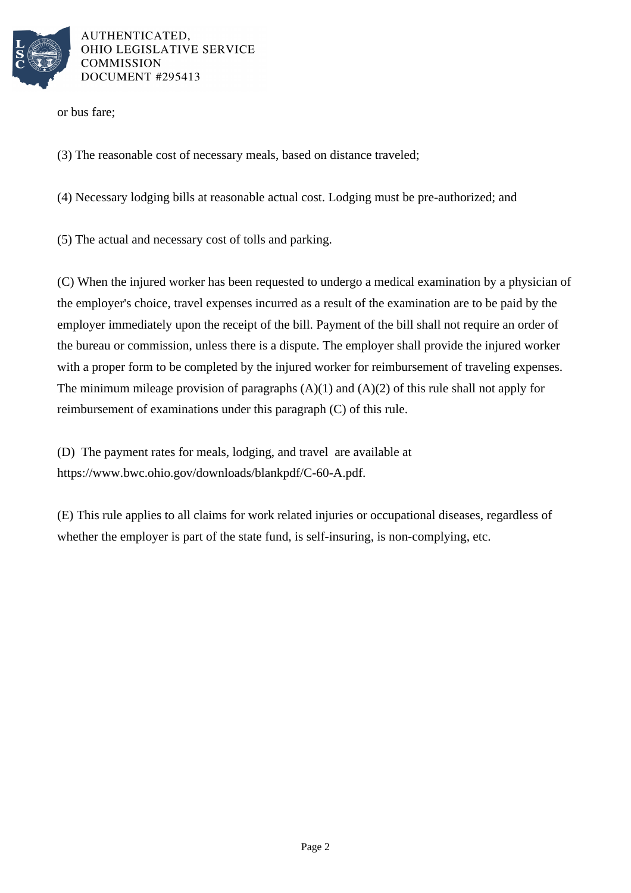or bus fare;

(3) The reasonable cost of necessary meals, based on distance traveled;

(4) Necessary lodging bills at reasonable actual cost. Lodging must be pre-authorized; and

(5) The actual and necessary cost of tolls and parking.

(C) When the injured worker has been requested to undergo a medical examination by a physician of the employer's choice, travel expenses incurred as a result of the examination are to be paid by the employer immediately upon the receipt of the bill. Payment of the bill shall not require an order of the bureau or commission, unless there is a dispute. The employer shall provide the injured worker with a proper form to be completed by the injured worker for reimbursement of traveling expenses. The minimum mileage provision of paragraphs (A)(1) and (A)(2) of this rule shall not apply for reimbursement of examinations under this paragraph (C) of this rule.

(D) The payment rates for meals, lodging, and travel are available at https://www.bwc.ohio.gov/downloads/blankpdf/C-60-A.pdf.

(E) This rule applies to all claims for work related injuries or occupational diseases, regardless of whether the employer is part of the state fund, is self-insuring, is non-complying, etc.